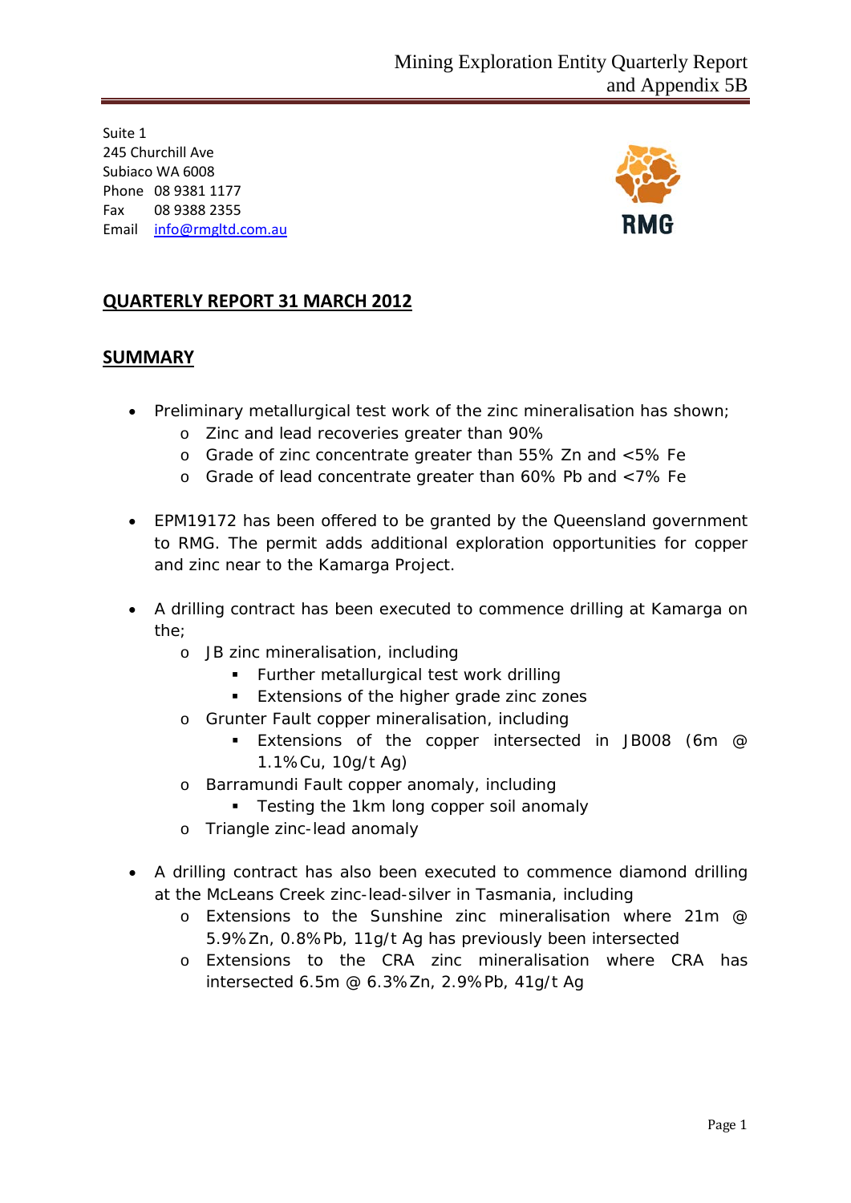Suite 1
245 Churchill Ave
Subiaco WA 6008
Phone 08 9381 1177
Fax 08 9388 2355
Email info@rmgltd.com.au

RMG

# QUARTERLY REPORT 31 MARCH 2012

## SUMMARY

- Preliminary metallurgical test work of the zinc mineralisation has shown;
  - Zinc and lead recoveries greater than 90%
  - Grade of zinc concentrate greater than 55% Zn and <5% Fe
  - Grade of lead concentrate greater than 60% Pb and <7% Fe

- EPM19172 has been offered to be granted by the Queensland government to RMG. The permit adds additional exploration opportunities for copper and zinc near to the Kamarga Project.

- A drilling contract has been executed to commence drilling at Kamarga on the;
  - JB zinc mineralisation, including
    - Further metallurgical test work drilling
    - Extensions of the higher grade zinc zones
  - Grunter Fault copper mineralisation, including
    - Extensions of the copper intersected in JB008 (6m @ 1.1%Cu, 10g/t Ag)
  - Barramundi Fault copper anomaly, including
    - Testing the 1km long copper soil anomaly
  - Triangle zinc-lead anomaly

- A drilling contract has also been executed to commence diamond drilling at the McLeans Creek zinc-lead-silver in Tasmania, including
  - Extensions to the Sunshine zinc mineralisation where 21m @ 5.9%Zn, 0.8%Pb, 11g/t Ag has previously been intersected
  - Extensions to the CRA zinc mineralisation where CRA has intersected 6.5m @ 6.3%Zn, 2.9%Pb, 41g/t Ag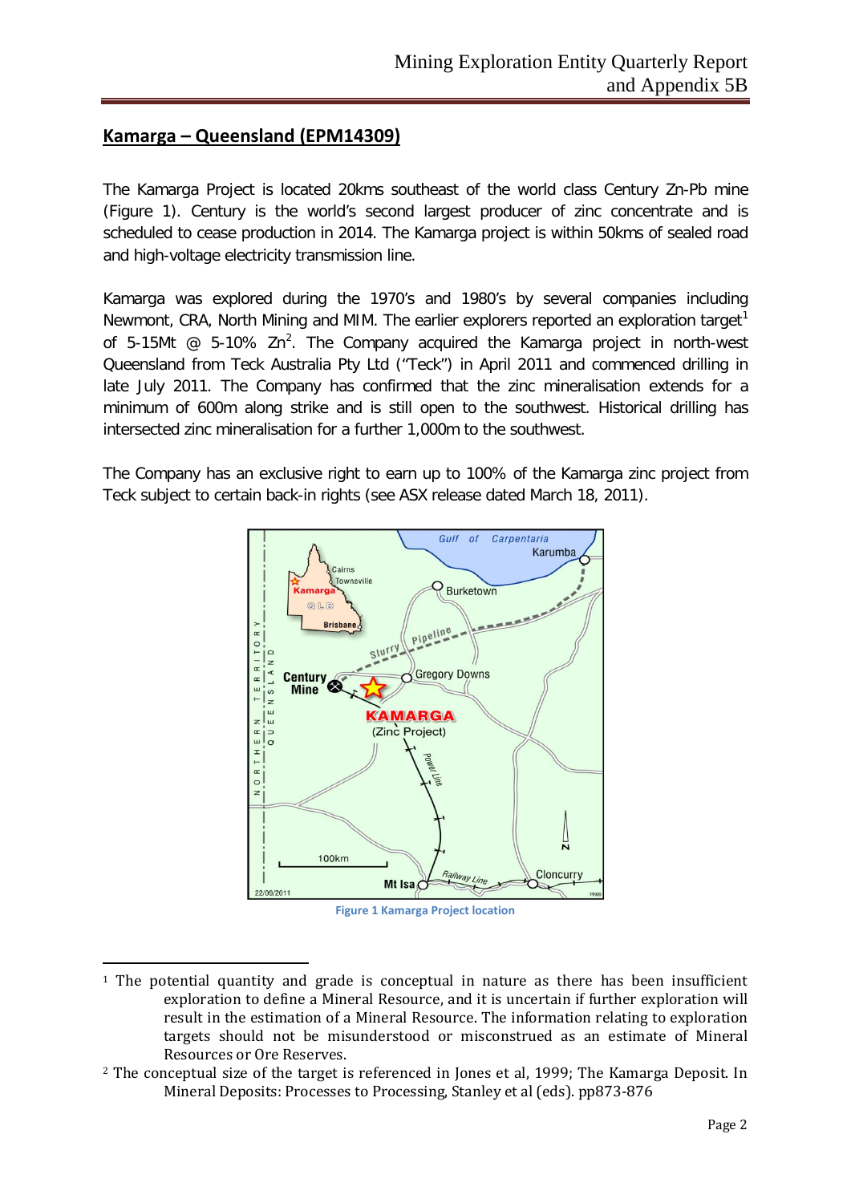## Kamarga – Queensland (EPM14309)

The Kamarga Project is located 20kms southeast of the world class Century Zn-Pb mine (Figure 1). Century is the world's second largest producer of zinc concentrate and is scheduled to cease production in 2014. The Kamarga project is within 50kms of sealed road and high-voltage electricity transmission line.

Kamarga was explored during the 1970's and 1980's by several companies including Newmont, CRA, North Mining and MIM. The earlier explorers reported an exploration target[1] of 5-15Mt @ 5-10% Zn[2]. The Company acquired the Kamarga project in north-west Queensland from Teck Australia Pty Ltd ("Teck") in April 2011 and commenced drilling in late July 2011. The Company has confirmed that the zinc mineralisation extends for a minimum of 600m along strike and is still open to the southwest. Historical drilling has intersected zinc mineralisation for a further 1,000m to the southwest.

The Company has an exclusive right to earn up to 100% of the Kamarga zinc project from Teck subject to certain back-in rights (see ASX release dated March 18, 2011).

Figure 1 Kamarga Project location

---

[1] The potential quantity and grade is conceptual in nature as there has been insufficient exploration to define a Mineral Resource, and it is uncertain if further exploration will result in the estimation of a Mineral Resource. The information relating to exploration targets should not be misunderstood or misconstrued as an estimate of Mineral Resources or Ore Reserves.

[2] The conceptual size of the target is referenced in Jones et al, 1999; The Kamarga Deposit. In Mineral Deposits: Processes to Processing, Stanley et al (eds). pp873-876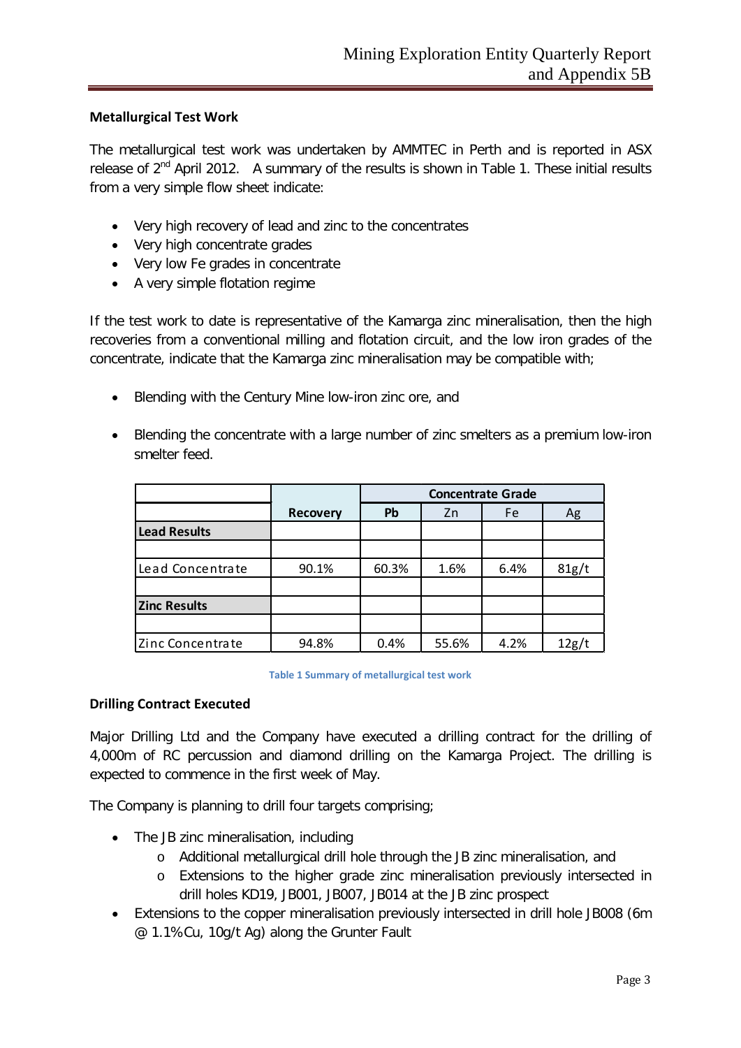**Metallurgical Test Work**

The metallurgical test work was undertaken by AMMTEC in Perth and is reported in ASX release of 2nd April 2012. A summary of the results is shown in Table 1. These initial results from a very simple flow sheet indicate:

- Very high recovery of lead and zinc to the concentrates
- Very high concentrate grades
- Very low Fe grades in concentrate
- A very simple flotation regime

If the test work to date is representative of the Kamarga zinc mineralisation, then the high recoveries from a conventional milling and flotation circuit, and the low iron grades of the concentrate, indicate that the Kamarga zinc mineralisation may be compatible with;

- Blending with the Century Mine low-iron zinc ore, and
- Blending the concentrate with a large number of zinc smelters as a premium low-iron smelter feed.

| | | Concentrate Grade | | | |
|---|---|---|---|---|---|
| | **Recovery** | **Pb** | Zn | Fe | Ag |
| **Lead Results** | | | | | |
| | | | | | |
| Lead Concentrate | 90.1% | 60.3% | 1.6% | 6.4% | 81g/t |
| | | | | | |
| **Zinc Results** | | | | | |
| | | | | | |
| Zinc Concentrate | 94.8% | 0.4% | 55.6% | 4.2% | 12g/t |

Table 1 Summary of metallurgical test work

**Drilling Contract Executed**

Major Drilling Ltd and the Company have executed a drilling contract for the drilling of 4,000m of RC percussion and diamond drilling on the Kamarga Project. The drilling is expected to commence in the first week of May.

The Company is planning to drill four targets comprising;

- The JB zinc mineralisation, including
  - Additional metallurgical drill hole through the JB zinc mineralisation, and
  - Extensions to the higher grade zinc mineralisation previously intersected in drill holes KD19, JB001, JB007, JB014 at the JB zinc prospect
- Extensions to the copper mineralisation previously intersected in drill hole JB008 (6m @ 1.1% Cu, 10g/t Ag) along the Grunter Fault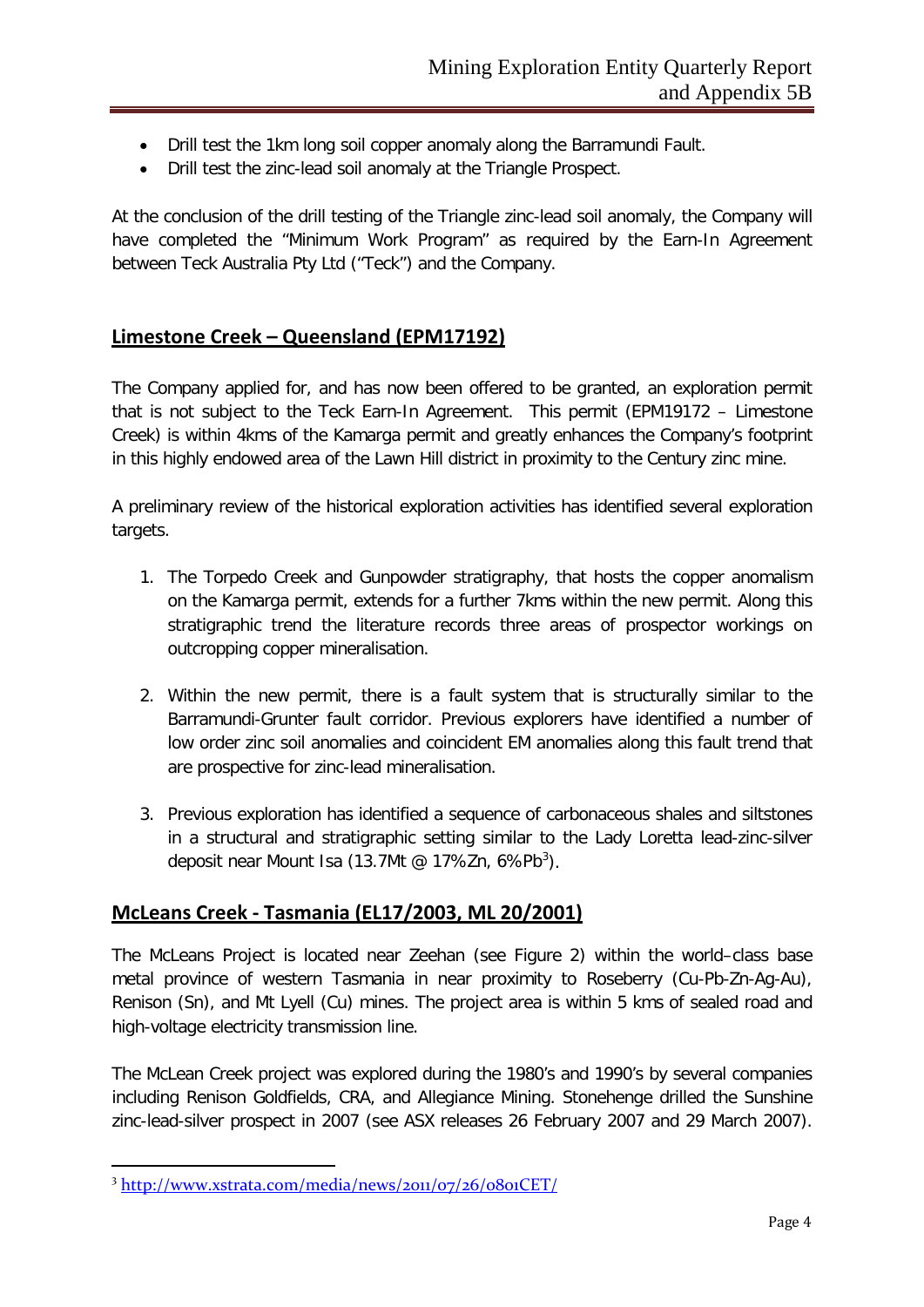- Drill test the 1km long soil copper anomaly along the Barramundi Fault.
- Drill test the zinc-lead soil anomaly at the Triangle Prospect.

At the conclusion of the drill testing of the Triangle zinc-lead soil anomaly, the Company will have completed the "Minimum Work Program" as required by the Earn-In Agreement between Teck Australia Pty Ltd ("Teck") and the Company.

## Limestone Creek – Queensland (EPM17192)

The Company applied for, and has now been offered to be granted, an exploration permit that is not subject to the Teck Earn-In Agreement. This permit (EPM19172 – Limestone Creek) is within 4kms of the Kamarga permit and greatly enhances the Company's footprint in this highly endowed area of the Lawn Hill district in proximity to the Century zinc mine.

A preliminary review of the historical exploration activities has identified several exploration targets.

1. The Torpedo Creek and Gunpowder stratigraphy, that hosts the copper anomalism on the Kamarga permit, extends for a further 7kms within the new permit. Along this stratigraphic trend the literature records three areas of prospector workings on outcropping copper mineralisation.

2. Within the new permit, there is a fault system that is structurally similar to the Barramundi-Grunter fault corridor. Previous explorers have identified a number of low order zinc soil anomalies and coincident EM anomalies along this fault trend that are prospective for zinc-lead mineralisation.

3. Previous exploration has identified a sequence of carbonaceous shales and siltstones in a structural and stratigraphic setting similar to the Lady Loretta lead-zinc-silver deposit near Mount Isa (13.7Mt @ 17%Zn, 6%Pb[3]).

## McLeans Creek - Tasmania (EL17/2003, ML 20/2001)

The McLeans Project is located near Zeehan (see Figure 2) within the world–class base metal province of western Tasmania in near proximity to Roseberry (Cu-Pb-Zn-Ag-Au), Renison (Sn), and Mt Lyell (Cu) mines. The project area is within 5 kms of sealed road and high-voltage electricity transmission line.

The McLean Creek project was explored during the 1980's and 1990's by several companies including Renison Goldfields, CRA, and Allegiance Mining. Stonehenge drilled the Sunshine zinc-lead-silver prospect in 2007 (see ASX releases 26 February 2007 and 29 March 2007).

---

[3] http://www.xstrata.com/media/news/2011/07/26/0801CET/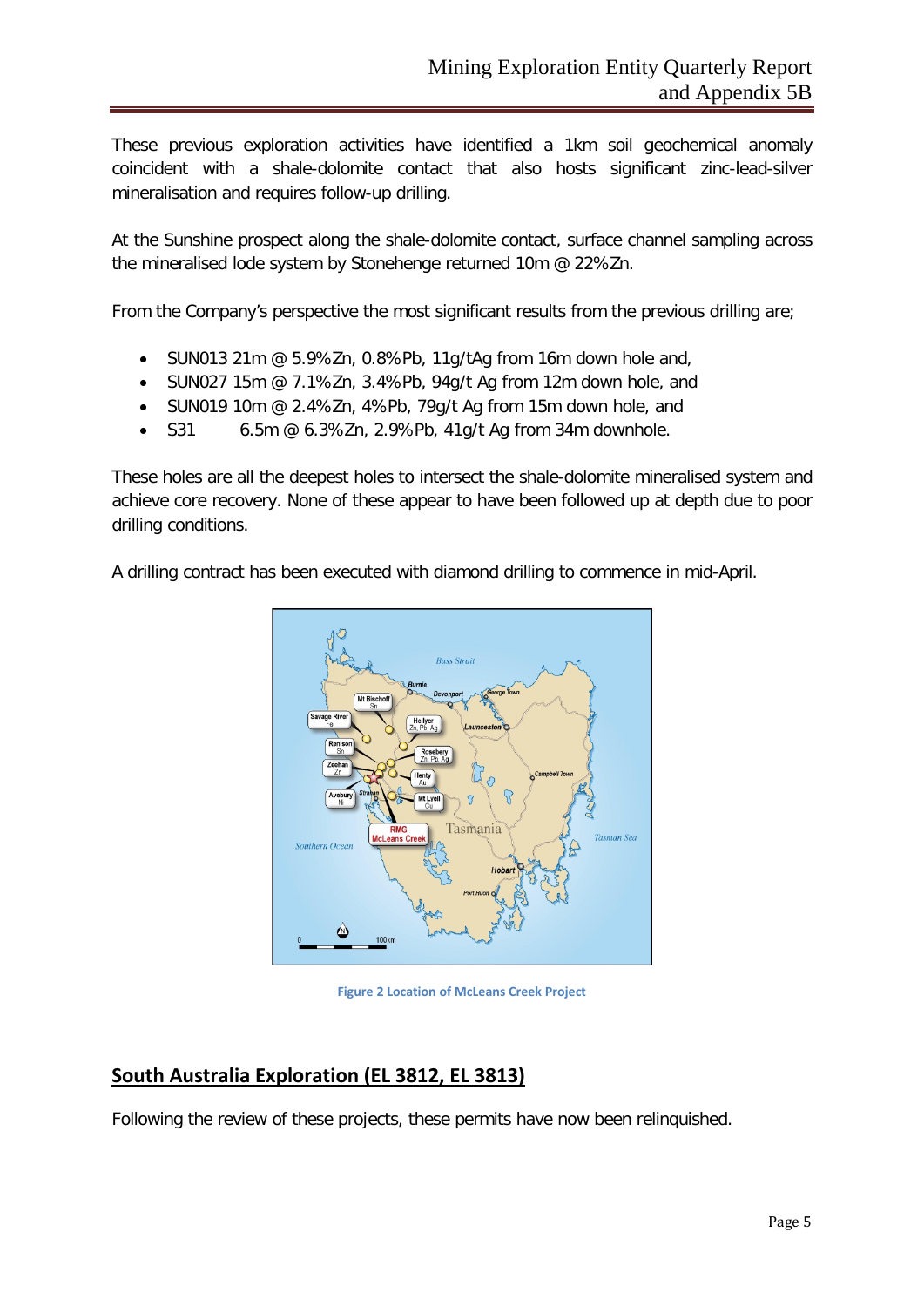These previous exploration activities have identified a 1km soil geochemical anomaly coincident with a shale-dolomite contact that also hosts significant zinc-lead-silver mineralisation and requires follow-up drilling.

At the Sunshine prospect along the shale-dolomite contact, surface channel sampling across the mineralised lode system by Stonehenge returned 10m @ 22%Zn.

From the Company's perspective the most significant results from the previous drilling are;

- SUN013 21m @ 5.9%Zn, 0.8%Pb, 11g/tAg from 16m down hole and,
- SUN027 15m @ 7.1%Zn, 3.4%Pb, 94g/t Ag from 12m down hole, and
- SUN019 10m @ 2.4%Zn, 4%Pb, 79g/t Ag from 15m down hole, and
- S31 6.5m @ 6.3%Zn, 2.9%Pb, 41g/t Ag from 34m downhole.

These holes are all the deepest holes to intersect the shale-dolomite mineralised system and achieve core recovery. None of these appear to have been followed up at depth due to poor drilling conditions.

A drilling contract has been executed with diamond drilling to commence in mid-April.

Figure 2 Location of McLeans Creek Project

## South Australia Exploration (EL 3812, EL 3813)

Following the review of these projects, these permits have now been relinquished.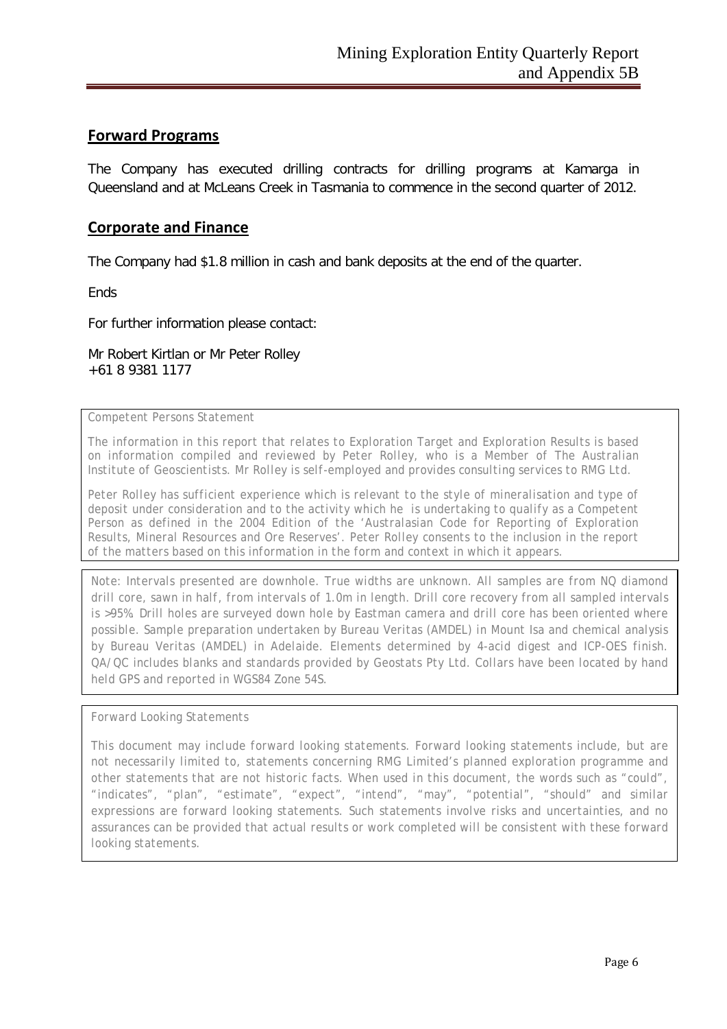## Forward Programs

The Company has executed drilling contracts for drilling programs at Kamarga in Queensland and at McLeans Creek in Tasmania to commence in the second quarter of 2012.

## Corporate and Finance

The Company had $1.8 million in cash and bank deposits at the end of the quarter.

Ends

For further information please contact:

Mr Robert Kirtlan or Mr Peter Rolley
+61 8 9381 1177

*Competent Persons Statement*

*The information in this report that relates to Exploration Target and Exploration Results is based on information compiled and reviewed by Peter Rolley, who is a Member of The Australian Institute of Geoscientists. Mr Rolley is self-employed and provides consulting services to RMG Ltd.*

*Peter Rolley has sufficient experience which is relevant to the style of mineralisation and type of deposit under consideration and to the activity which he is undertaking to qualify as a Competent Person as defined in the 2004 Edition of the 'Australasian Code for Reporting of Exploration Results, Mineral Resources and Ore Reserves'. Peter Rolley consents to the inclusion in the report of the matters based on this information in the form and context in which it appears.*

*Note: Intervals presented are downhole. True widths are unknown. All samples are from NQ diamond drill core, sawn in half, from intervals of 1.0m in length. Drill core recovery from all sampled intervals is >95%. Drill holes are surveyed down hole by Eastman camera and drill core has been oriented where possible. Sample preparation undertaken by Bureau Veritas (AMDEL) in Mount Isa and chemical analysis by Bureau Veritas (AMDEL) in Adelaide. Elements determined by 4-acid digest and ICP-OES finish. QA/QC includes blanks and standards provided by Geostats Pty Ltd. Collars have been located by hand held GPS and reported in WGS84 Zone 54S.*

*Forward Looking Statements*

*This document may include forward looking statements. Forward looking statements include, but are not necessarily limited to, statements concerning RMG Limited's planned exploration programme and other statements that are not historic facts. When used in this document, the words such as "could", "indicates", "plan", "estimate", "expect", "intend", "may", "potential", "should" and similar expressions are forward looking statements. Such statements involve risks and uncertainties, and no assurances can be provided that actual results or work completed will be consistent with these forward looking statements.*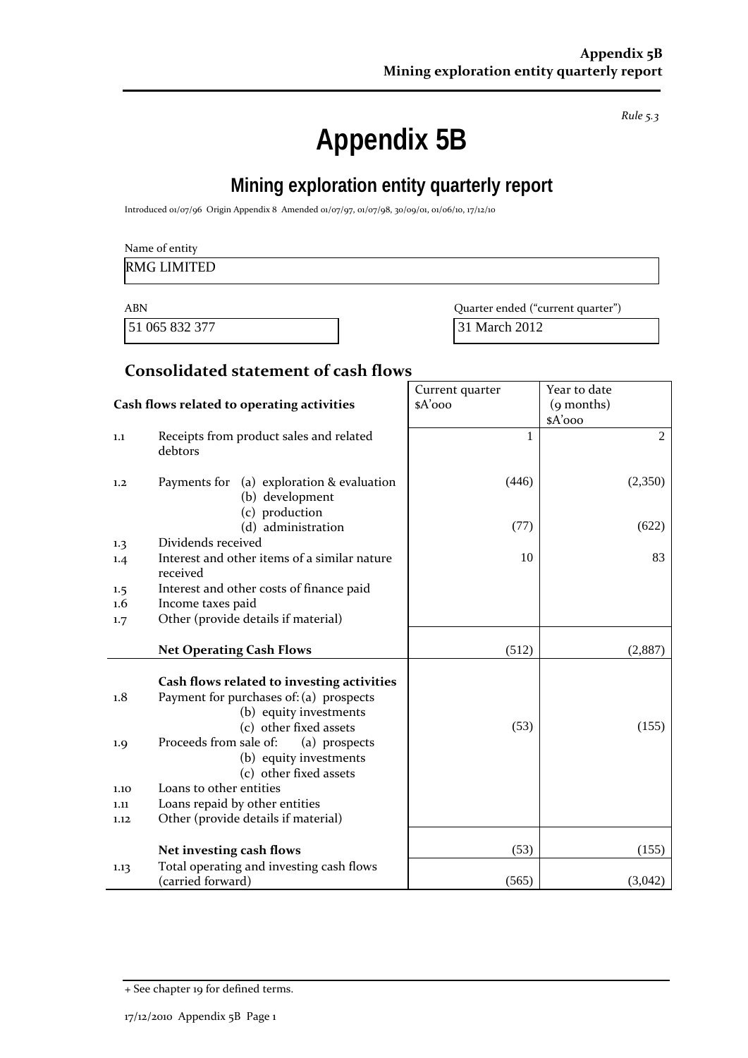*Rule 5.3*

# Appendix 5B

## Mining exploration entity quarterly report

Introduced 01/07/96 Origin Appendix 8 Amended 01/07/97, 01/07/98, 30/09/01, 01/06/10, 17/12/10

Name of entity

RMG LIMITED

| ABN | Quarter ended ("current quarter") |
|---|---|
| 51 065 832 377 | 31 March 2012 |

## Consolidated statement of cash flows

| | Cash flows related to operating activities | Current quarter $A'000 | Year to date (9 months) $A'000 |
|---|---|---|---|
| 1.1 | Receipts from product sales and related debtors | 1 | 2 |
| 1.2 | Payments for (a) exploration & evaluation | (446) | (2,350) |
| | (b) development | | |
| | (c) production | | |
| | (d) administration | (77) | (622) |
| 1.3 | Dividends received | | |
| 1.4 | Interest and other items of a similar nature received | 10 | 83 |
| 1.5 | Interest and other costs of finance paid | | |
| 1.6 | Income taxes paid | | |
| 1.7 | Other (provide details if material) | | |
| | **Net Operating Cash Flows** | (512) | (2,887) |
| | **Cash flows related to investing activities** | | |
| 1.8 | Payment for purchases of: (a) prospects | | |
| | (b) equity investments | | |
| | (c) other fixed assets | (53) | (155) |
| 1.9 | Proceeds from sale of: (a) prospects | | |
| | (b) equity investments | | |
| | (c) other fixed assets | | |
| 1.10 | Loans to other entities | | |
| 1.11 | Loans repaid by other entities | | |
| 1.12 | Other (provide details if material) | | |
| | **Net investing cash flows** | (53) | (155) |
| 1.13 | Total operating and investing cash flows (carried forward) | (565) | (3,042) |

+ See chapter 19 for defined terms.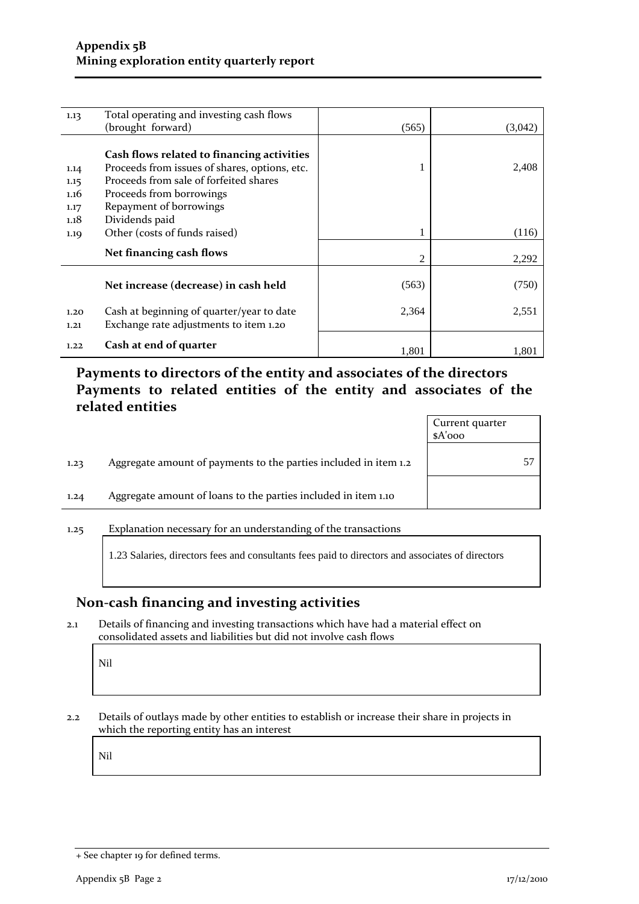| | | | |
|---|---|---|---|
| 1.13 | Total operating and investing cash flows (brought forward) | (565) | (3,042) |
| | **Cash flows related to financing activities** | | |
| 1.14 | Proceeds from issues of shares, options, etc. | 1 | 2,408 |
| 1.15 | Proceeds from sale of forfeited shares | | |
| 1.16 | Proceeds from borrowings | | |
| 1.17 | Repayment of borrowings | | |
| 1.18 | Dividends paid | | |
| 1.19 | Other (costs of funds raised) | 1 | (116) |
| | **Net financing cash flows** | 2 | 2,292 |
| | **Net increase (decrease) in cash held** | (563) | (750) |
| 1.20 | Cash at beginning of quarter/year to date | 2,364 | 2,551 |
| 1.21 | Exchange rate adjustments to item 1.20 | | |
| 1.22 | **Cash at end of quarter** | 1,801 | 1,801 |

## Payments to directors of the entity and associates of the directors Payments to related entities of the entity and associates of the related entities

| | | Current quarter $A'000 |
|---|---|---|
| 1.23 | Aggregate amount of payments to the parties included in item 1.2 | 57 |
| 1.24 | Aggregate amount of loans to the parties included in item 1.10 | |

1.25 Explanation necessary for an understanding of the transactions

1.23 Salaries, directors fees and consultants fees paid to directors and associates of directors

## Non-cash financing and investing activities

2.1 Details of financing and investing transactions which have had a material effect on consolidated assets and liabilities but did not involve cash flows

Nil

2.2 Details of outlays made by other entities to establish or increase their share in projects in which the reporting entity has an interest

Nil

+ See chapter 19 for defined terms.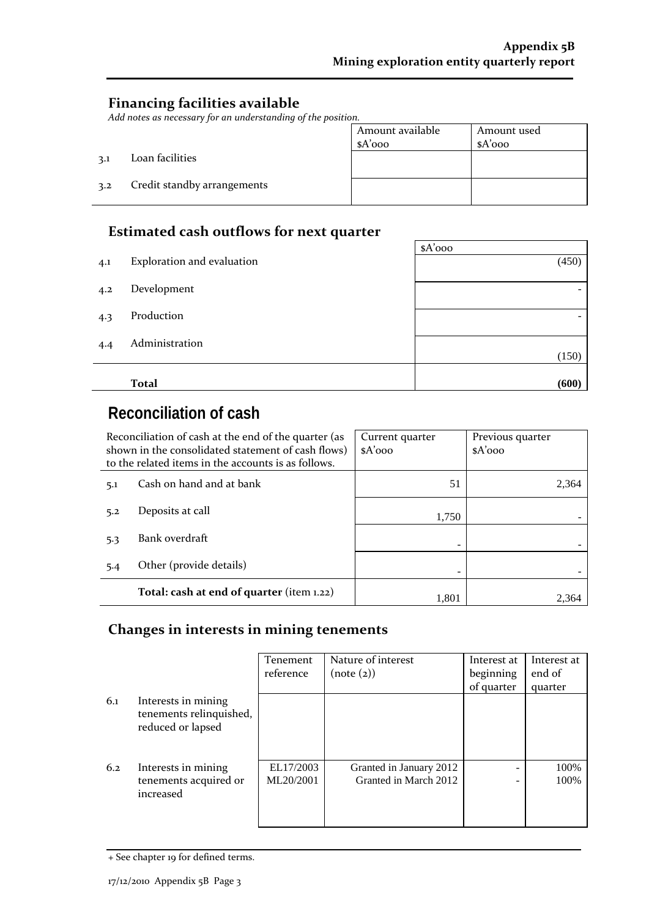## Financing facilities available

*Add notes as necessary for an understanding of the position.*

| | | Amount available $A'000 | Amount used $A'000 |
|---|---|---|---|
| 3.1 | Loan facilities | | |
| 3.2 | Credit standby arrangements | | |

## Estimated cash outflows for next quarter

| | | $A'000 |
|---|---|---|
| 4.1 | Exploration and evaluation | (450) |
| 4.2 | Development | - |
| 4.3 | Production | - |
| 4.4 | Administration | (150) |
| | **Total** | **(600)** |

# Reconciliation of cash

| Reconciliation of cash at the end of the quarter (as shown in the consolidated statement of cash flows) to the related items in the accounts is as follows. | | Current quarter $A'000 | Previous quarter $A'000 |
|---|---|---|---|
| 5.1 | Cash on hand and at bank | 51 | 2,364 |
| 5.2 | Deposits at call | 1,750 | - |
| 5.3 | Bank overdraft | - | - |
| 5.4 | Other (provide details) | - | - |
| | **Total: cash at end of quarter** (item 1.22) | 1,801 | 2,364 |

## Changes in interests in mining tenements

| | | Tenement reference | Nature of interest (note (2)) | Interest at beginning of quarter | Interest at end of quarter |
|---|---|---|---|---|---|
| 6.1 | Interests in mining tenements relinquished, reduced or lapsed | | | | |
| 6.2 | Interests in mining tenements acquired or increased | EL17/2003<br>ML20/2001 | Granted in January 2012<br>Granted in March 2012 | -<br>- | 100%<br>100% |

+ See chapter 19 for defined terms.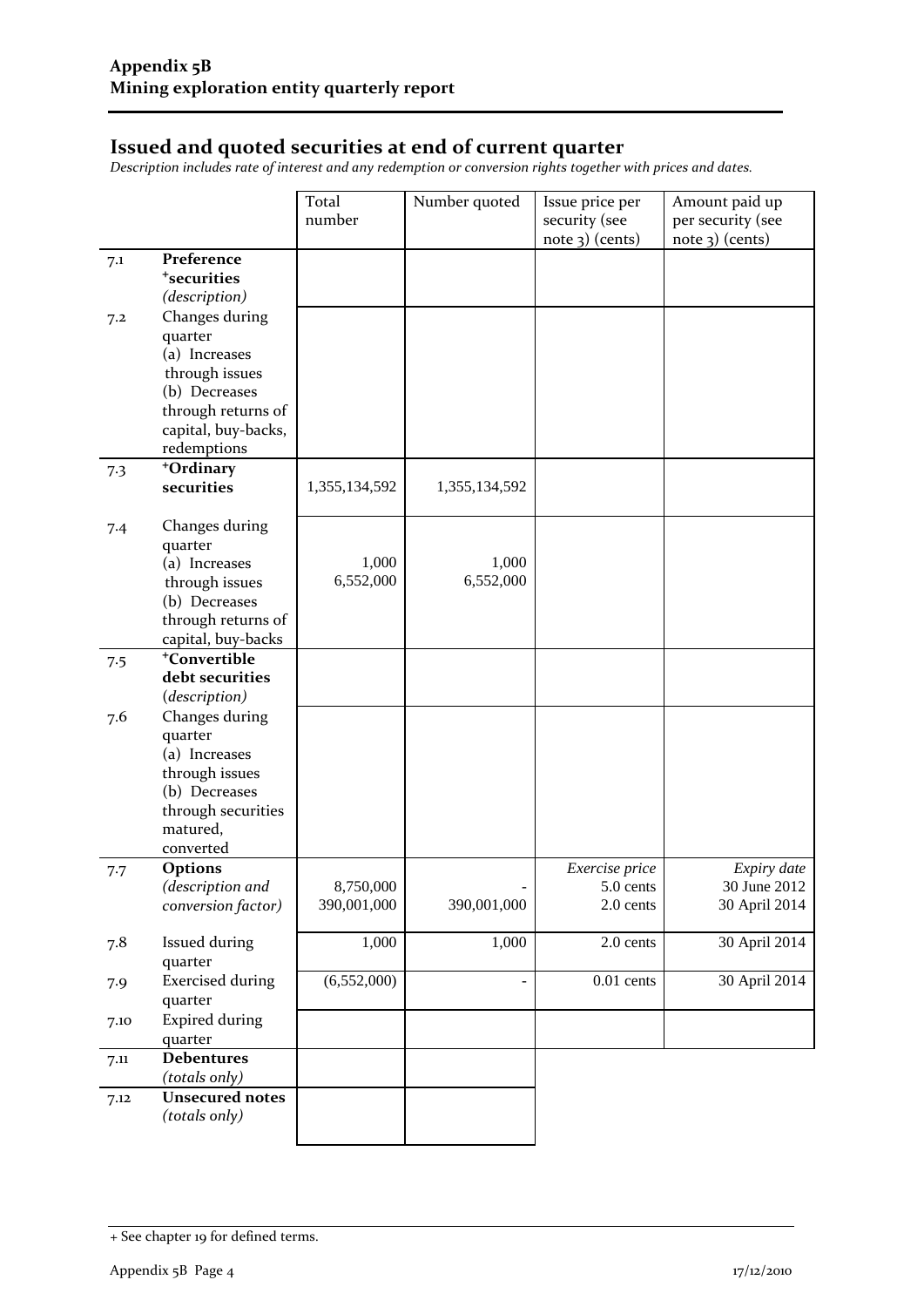## Issued and quoted securities at end of current quarter

*Description includes rate of interest and any redemption or conversion rights together with prices and dates.*

| | | Total number | Number quoted | Issue price per security (see note 3) (cents) | Amount paid up per security (see note 3) (cents) |
|---|---|---|---|---|---|
| 7.1 | **Preference +securities** *(description)* | | | | |
| 7.2 | Changes during quarter (a) Increases through issues (b) Decreases through returns of capital, buy-backs, redemptions | | | | |
| 7.3 | **+Ordinary securities** | 1,355,134,592 | 1,355,134,592 | | |
| 7.4 | Changes during quarter (a) Increases through issues (b) Decreases through returns of capital, buy-backs | 1,000<br>6,552,000 | 1,000<br>6,552,000 | | |
| 7.5 | **+Convertible debt securities** *(description)* | | | | |
| 7.6 | Changes during quarter (a) Increases through issues (b) Decreases through securities matured, converted | | | | |
| 7.7 | **Options** *(description and conversion factor)* | 8,750,000<br>390,001,000 | -<br>390,001,000 | *Exercise price*<br>5.0 cents<br>2.0 cents | *Expiry date*<br>30 June 2012<br>30 April 2014 |
| 7.8 | Issued during quarter | 1,000 | 1,000 | 2.0 cents | 30 April 2014 |
| 7.9 | Exercised during quarter | (6,552,000) | - | 0.01 cents | 30 April 2014 |
| 7.10 | Expired during quarter | | | | |
| 7.11 | **Debentures** *(totals only)* | | | | |
| 7.12 | **Unsecured notes** *(totals only)* | | | | |

+ See chapter 19 for defined terms.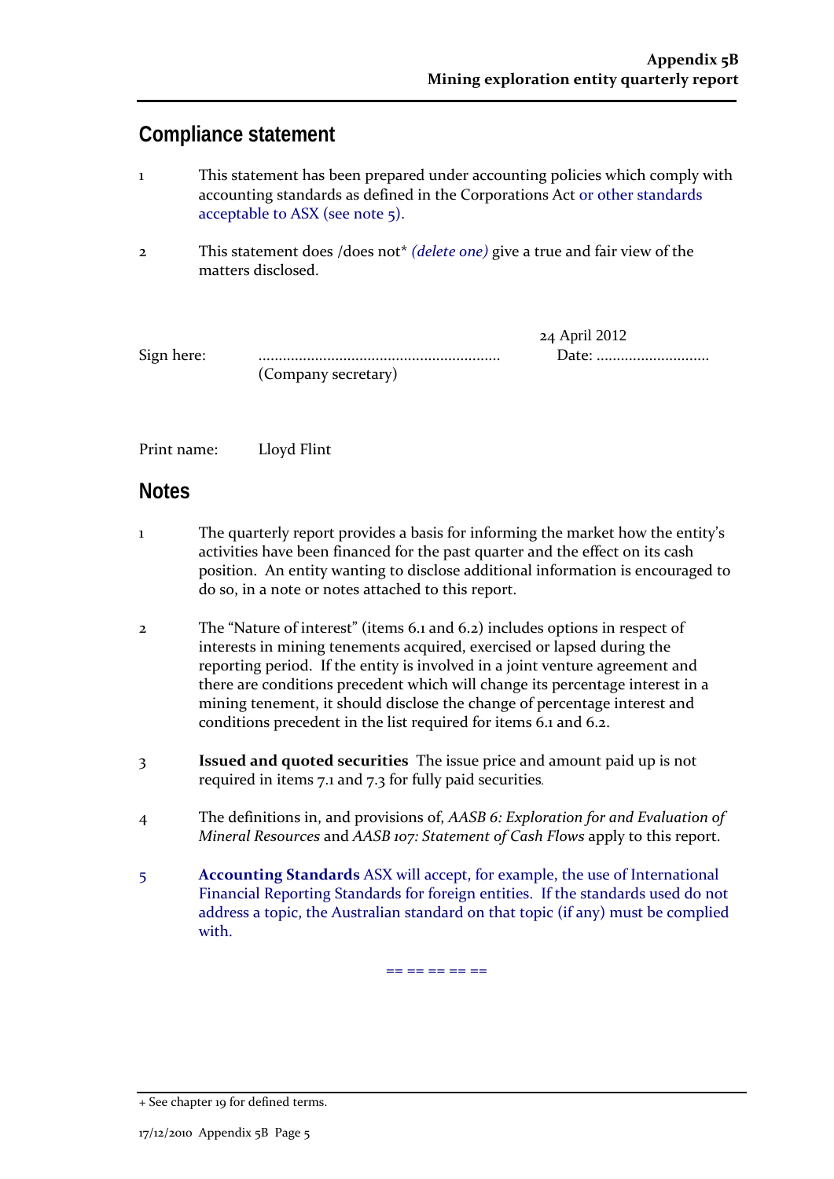## Compliance statement

1. This statement has been prepared under accounting policies which comply with accounting standards as defined in the Corporations Act or other standards acceptable to ASX (see note 5).

2. This statement does /does not* *(delete one)* give a true and fair view of the matters disclosed.

| | | |
|---|---|---|
| Sign here: | ............................................................ (Company secretary) | Date: 24 April 2012 |

Print name: Lloyd Flint

## Notes

1. The quarterly report provides a basis for informing the market how the entity's activities have been financed for the past quarter and the effect on its cash position. An entity wanting to disclose additional information is encouraged to do so, in a note or notes attached to this report.

2. The "Nature of interest" (items 6.1 and 6.2) includes options in respect of interests in mining tenements acquired, exercised or lapsed during the reporting period. If the entity is involved in a joint venture agreement and there are conditions precedent which will change its percentage interest in a mining tenement, it should disclose the change of percentage interest and conditions precedent in the list required for items 6.1 and 6.2.

3. **Issued and quoted securities** The issue price and amount paid up is not required in items 7.1 and 7.3 for fully paid securities.

4. The definitions in, and provisions of, *AASB 6: Exploration for and Evaluation of Mineral Resources* and *AASB 107: Statement of Cash Flows* apply to this report.

5. **Accounting Standards** ASX will accept, for example, the use of International Financial Reporting Standards for foreign entities. If the standards used do not address a topic, the Australian standard on that topic (if any) must be complied with.

== == == == ==

+ See chapter 19 for defined terms.